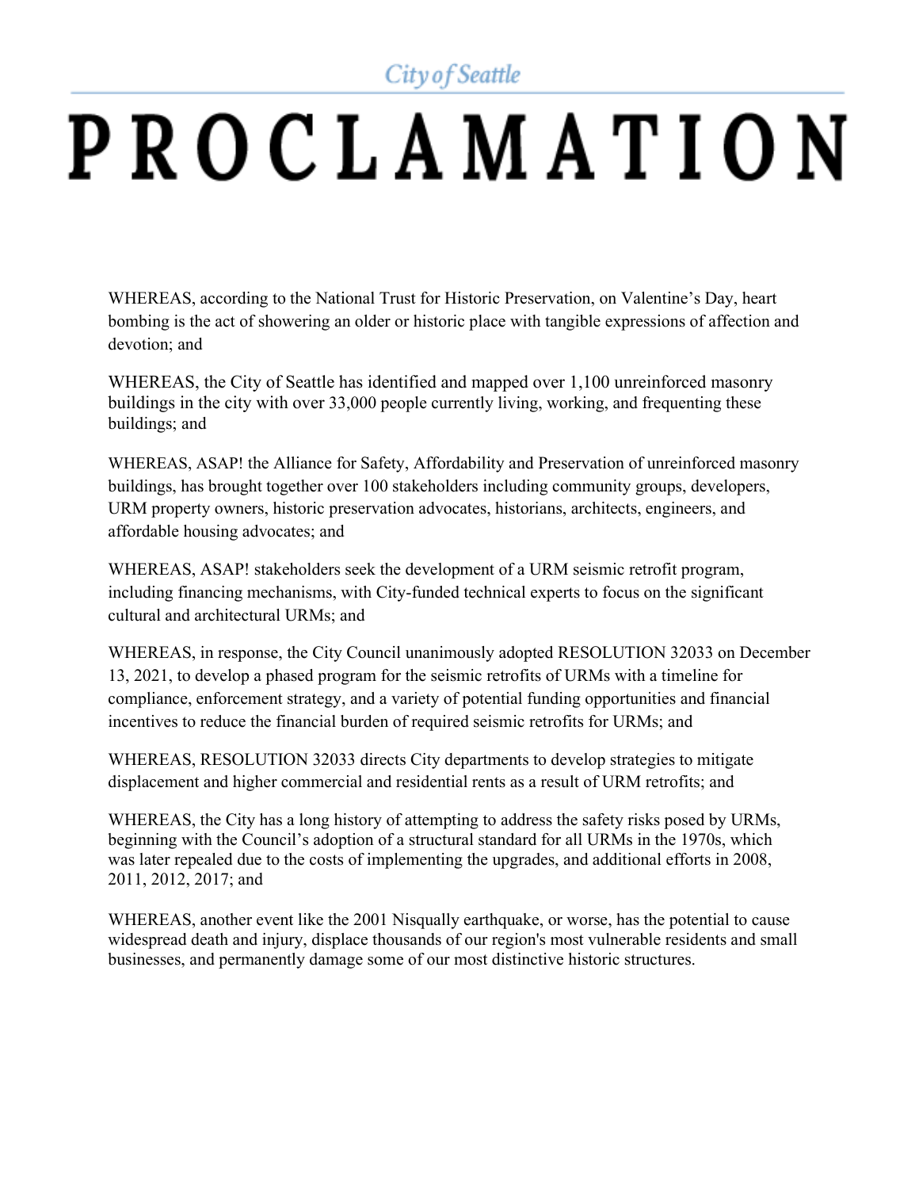City of Seattle

# PROCLAMATION

WHEREAS, according to the National Trust for Historic Preservation, on Valentine's Day, heart bombing is the act of showering an older or historic place with tangible expressions of affection and devotion; and

WHEREAS, the City of Seattle has identified and mapped over 1,100 unreinforced masonry buildings in the city with over 33,000 people currently living, working, and frequenting these buildings; and

WHEREAS, ASAP! the Alliance for Safety, Affordability and Preservation of unreinforced masonry buildings, has brought together over 100 stakeholders including community groups, developers, URM property owners, historic preservation advocates, historians, architects, engineers, and affordable housing advocates; and

WHEREAS, ASAP! stakeholders seek the development of a URM seismic retrofit program, including financing mechanisms, with City-funded technical experts to focus on the significant cultural and architectural URMs; and

WHEREAS, in response, the City Council unanimously adopted RESOLUTION 32033 on December 13, 2021, to develop a phased program for the seismic retrofits of URMs with a timeline for compliance, enforcement strategy, and a variety of potential funding opportunities and financial incentives to reduce the financial burden of required seismic retrofits for URMs; and

WHEREAS, RESOLUTION 32033 directs City departments to develop strategies to mitigate displacement and higher commercial and residential rents as a result of URM retrofits; and

WHEREAS, the City has a long history of attempting to address the safety risks posed by URMs, beginning with the Council's adoption of a structural standard for all URMs in the 1970s, which was later repealed due to the costs of implementing the upgrades, and additional efforts in 2008, 2011, 2012, 2017; and

WHEREAS, another event like the 2001 Nisqually earthquake, or worse, has the potential to cause widespread death and injury, displace thousands of our region's most vulnerable residents and small businesses, and permanently damage some of our most distinctive historic structures.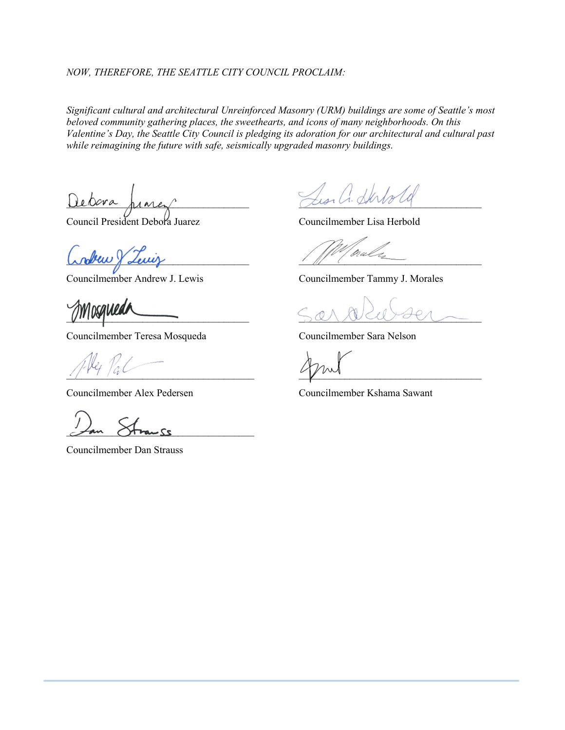*NOW, THEREFORE, THE SEATTLE CITY COUNCIL PROCLAIM:*

*Significant cultural and architectural Unreinforced Masonry (URM) buildings are some of Seattle's most beloved community gathering places, the sweethearts, and icons of many neighborhoods. On this Valentine's Day, the Seattle City Council is pledging its adoration for our architectural and cultural past while reimagining the future with safe, seismically upgraded masonry buildings.*

Council President Debora Juarez

Councilmember Lisa Herbold

Councilmember Andrew J. Lewis

Councilmember Tammy J. Morales

Councilmember Teresa Mosqueda

Councilmember Sara Nelson

Councilmember Alex Pedersen

Councilmember Kshama Sawant

Councilmember Dan Strauss